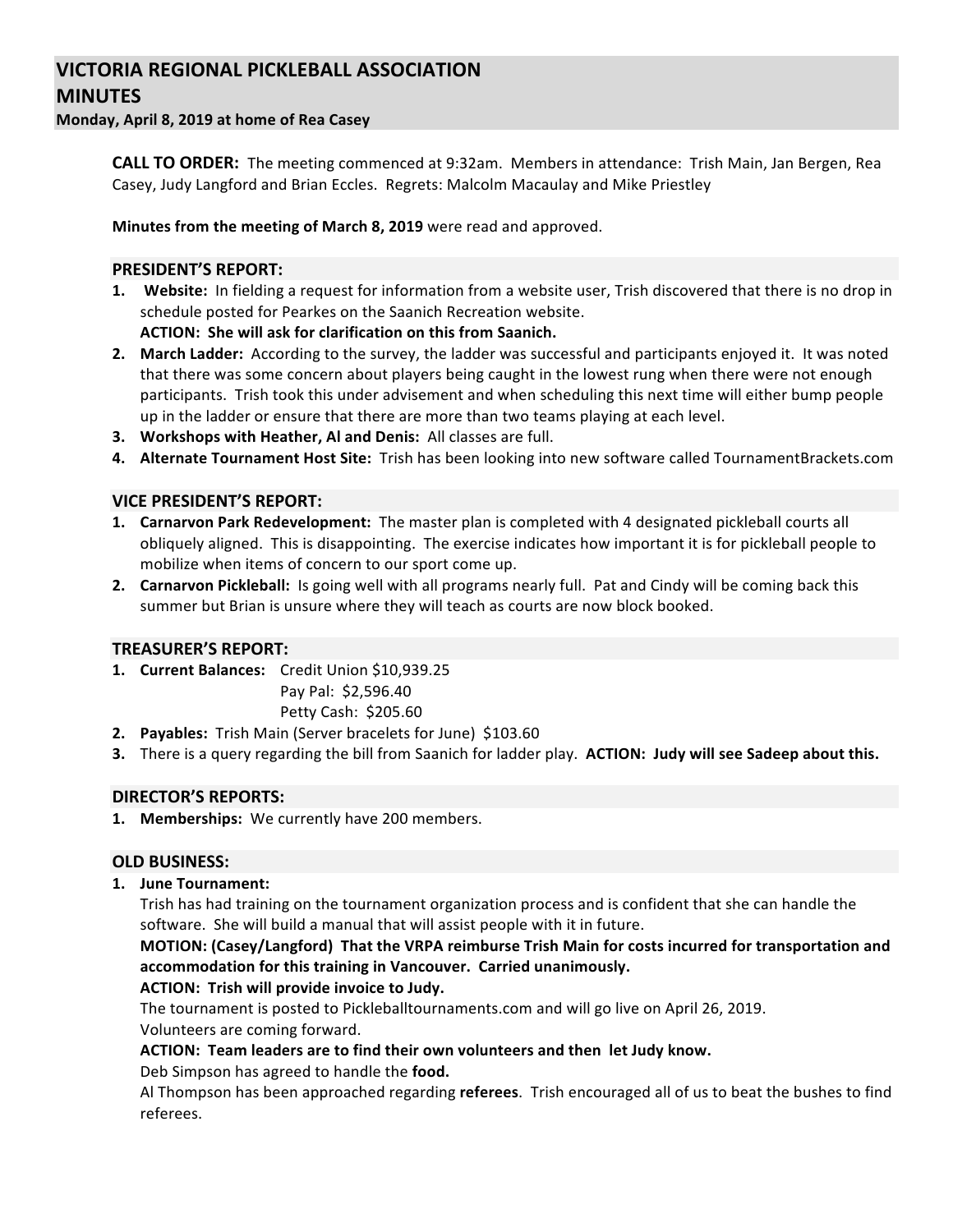# VICTORIA REGIONAL PICKLEBALL ASSOCIATION
# MINUTES

**Monday, April 8, 2019 at home of Rea Casey**

**CALL TO ORDER:** The meeting commenced at 9:32am. Members in attendance: Trish Main, Jan Bergen, Rea Casey, Judy Langford and Brian Eccles. Regrets: Malcolm Macaulay and Mike Priestley

**Minutes from the meeting of March 8, 2019** were read and approved.

## PRESIDENT'S REPORT:

1. **Website:** In fielding a request for information from a website user, Trish discovered that there is no drop in schedule posted for Pearkes on the Saanich Recreation website.
   **ACTION: She will ask for clarification on this from Saanich.**
2. **March Ladder:** According to the survey, the ladder was successful and participants enjoyed it. It was noted that there was some concern about players being caught in the lowest rung when there were not enough participants. Trish took this under advisement and when scheduling this next time will either bump people up in the ladder or ensure that there are more than two teams playing at each level.
3. **Workshops with Heather, Al and Denis:** All classes are full.
4. **Alternate Tournament Host Site:** Trish has been looking into new software called TournamentBrackets.com

## VICE PRESIDENT'S REPORT:

1. **Carnarvon Park Redevelopment:** The master plan is completed with 4 designated pickleball courts all obliquely aligned. This is disappointing. The exercise indicates how important it is for pickleball people to mobilize when items of concern to our sport come up.
2. **Carnarvon Pickleball:** Is going well with all programs nearly full. Pat and Cindy will be coming back this summer but Brian is unsure where they will teach as courts are now block booked.

## TREASURER'S REPORT:

1. **Current Balances:** Credit Union $10,939.25
   Pay Pal: $2,596.40
   Petty Cash: $205.60
2. **Payables:** Trish Main (Server bracelets for June) $103.60
3. There is a query regarding the bill from Saanich for ladder play. **ACTION: Judy will see Sadeep about this.**

## DIRECTOR'S REPORTS:

1. **Memberships:** We currently have 200 members.

## OLD BUSINESS:

1. **June Tournament:**
   Trish has had training on the tournament organization process and is confident that she can handle the software. She will build a manual that will assist people with it in future.
   **MOTION: (Casey/Langford) That the VRPA reimburse Trish Main for costs incurred for transportation and accommodation for this training in Vancouver. Carried unanimously.**
   **ACTION: Trish will provide invoice to Judy.**
   The tournament is posted to Pickleballtournaments.com and will go live on April 26, 2019.
   Volunteers are coming forward.
   **ACTION: Team leaders are to find their own volunteers and then let Judy know.**
   Deb Simpson has agreed to handle the **food.**
   Al Thompson has been approached regarding **referees**. Trish encouraged all of us to beat the bushes to find referees.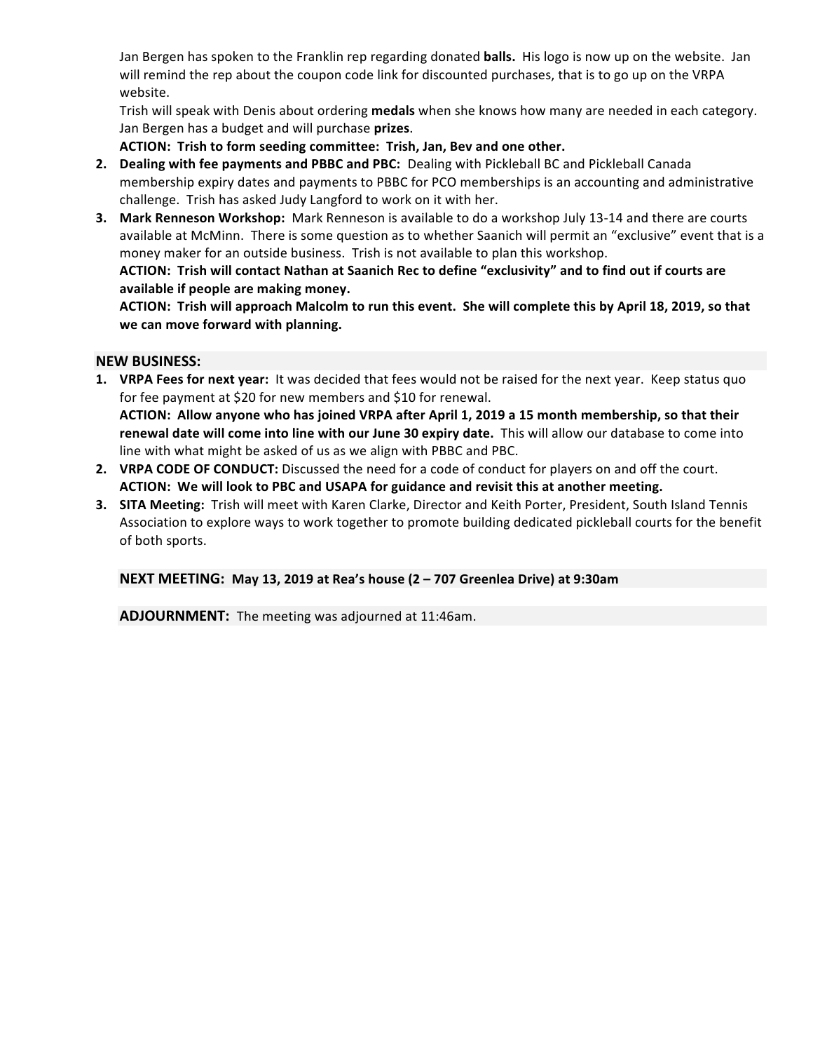Jan Bergen has spoken to the Franklin rep regarding donated **balls.** His logo is now up on the website. Jan will remind the rep about the coupon code link for discounted purchases, that is to go up on the VRPA website.

Trish will speak with Denis about ordering **medals** when she knows how many are needed in each category. Jan Bergen has a budget and will purchase **prizes**.

**ACTION: Trish to form seeding committee: Trish, Jan, Bev and one other.**

2. **Dealing with fee payments and PBBC and PBC:** Dealing with Pickleball BC and Pickleball Canada membership expiry dates and payments to PBBC for PCO memberships is an accounting and administrative challenge. Trish has asked Judy Langford to work on it with her.
3. **Mark Renneson Workshop:** Mark Renneson is available to do a workshop July 13-14 and there are courts available at McMinn. There is some question as to whether Saanich will permit an "exclusive" event that is a money maker for an outside business. Trish is not available to plan this workshop.
   **ACTION: Trish will contact Nathan at Saanich Rec to define "exclusivity" and to find out if courts are available if people are making money.**
   **ACTION: Trish will approach Malcolm to run this event. She will complete this by April 18, 2019, so that we can move forward with planning.**

## NEW BUSINESS:

1. **VRPA Fees for next year:** It was decided that fees would not be raised for the next year. Keep status quo for fee payment at $20 for new members and $10 for renewal.
   **ACTION: Allow anyone who has joined VRPA after April 1, 2019 a 15 month membership, so that their renewal date will come into line with our June 30 expiry date.** This will allow our database to come into line with what might be asked of us as we align with PBBC and PBC.
2. **VRPA CODE OF CONDUCT:** Discussed the need for a code of conduct for players on and off the court.
   **ACTION: We will look to PBC and USAPA for guidance and revisit this at another meeting.**
3. **SITA Meeting:** Trish will meet with Karen Clarke, Director and Keith Porter, President, South Island Tennis Association to explore ways to work together to promote building dedicated pickleball courts for the benefit of both sports.

**NEXT MEETING: May 13, 2019 at Rea's house (2 – 707 Greenlea Drive) at 9:30am**

**ADJOURNMENT:** The meeting was adjourned at 11:46am.